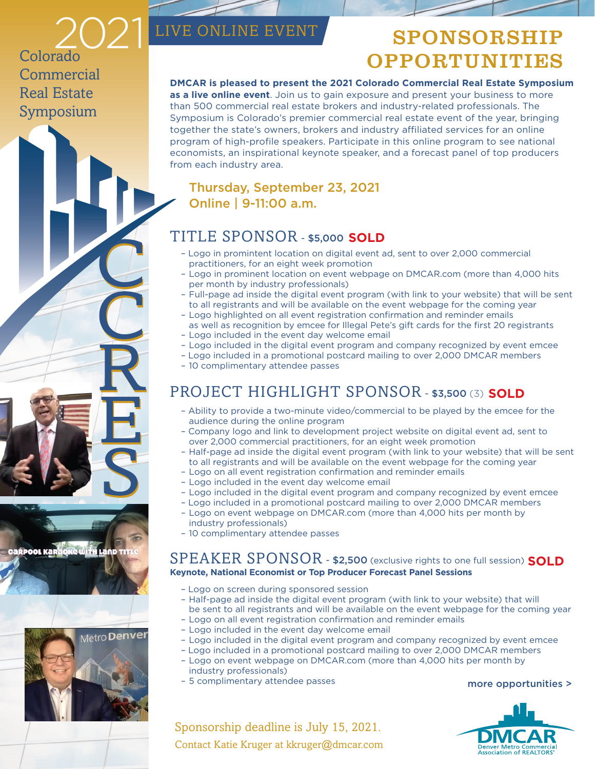2021 Colorado Commercial Real Estate Symposium

CCRES

LIVE ONLINE EVENT

# SPONSORSHIP OPPORTUNITIES

**DMCAR is pleased to present the 2021 Colorado Commercial Real Estate Symposium as a live online event**. Join us to gain exposure and present your business to more than 500 commercial real estate brokers and industry-related professionals. The Symposium is Colorado's premier commercial real estate event of the year, bringing together the state's owners, brokers and industry affiliated services for an online program of high-profile speakers. Participate in this online program to see national economists, an inspirational keynote speaker, and a forecast panel of top producers from each industry area.

**Thursday, September 23, 2021**
**Online | 9-11:00 a.m.**

## TITLE SPONSOR - $5,000 **SOLD**

- Logo in promintent location on digital event ad, sent to over 2,000 commercial practitioners, for an eight week promotion
- Logo in prominent location on event webpage on DMCAR.com (more than 4,000 hits per month by industry professionals)
- Full-page ad inside the digital event program (with link to your website) that will be sent to all registrants and will be available on the event webpage for the coming year
- Logo highlighted on all event registration confirmation and reminder emails as well as recognition by emcee for Illegal Pete's gift cards for the first 20 registrants
- Logo included in the event day welcome email
- Logo included in the digital event program and company recognized by event emcee
- Logo included in a promotional postcard mailing to over 2,000 DMCAR members
- 10 complimentary attendee passes

## PROJECT HIGHLIGHT SPONSOR - $3,500 (3) **SOLD**

- Ability to provide a two-minute video/commercial to be played by the emcee for the audience during the online program
- Company logo and link to development project website on digital event ad, sent to over 2,000 commercial practitioners, for an eight week promotion
- Half-page ad inside the digital event program (with link to your website) that will be sent to all registrants and will be available on the event webpage for the coming year
- Logo on all event registration confirmation and reminder emails
- Logo included in the event day welcome email
- Logo included in the digital event program and company recognized by event emcee
- Logo included in a promotional postcard mailing to over 2,000 DMCAR members
- Logo on event webpage on DMCAR.com (more than 4,000 hits per month by industry professionals)
- 10 complimentary attendee passes

## SPEAKER SPONSOR - $2,500 (exclusive rights to one full session) **SOLD**

**Keynote, National Economist or Top Producer Forecast Panel Sessions**

- Logo on screen during sponsored session
- Half-page ad inside the digital event program (with link to your website) that will be sent to all registrants and will be available on the event webpage for the coming year
- Logo on all event registration confirmation and reminder emails
- Logo included in the event day welcome email
- Logo included in the digital event program and company recognized by event emcee
- Logo included in a promotional postcard mailing to over 2,000 DMCAR members
- Logo on event webpage on DMCAR.com (more than 4,000 hits per month by industry professionals)
- 5 complimentary attendee passes

more opportunities >

Sponsorship deadline is July 15, 2021.
Contact Katie Kruger at kkruger@dmcar.com

DMCAR
Denver Metro Commercial Association of REALTORS®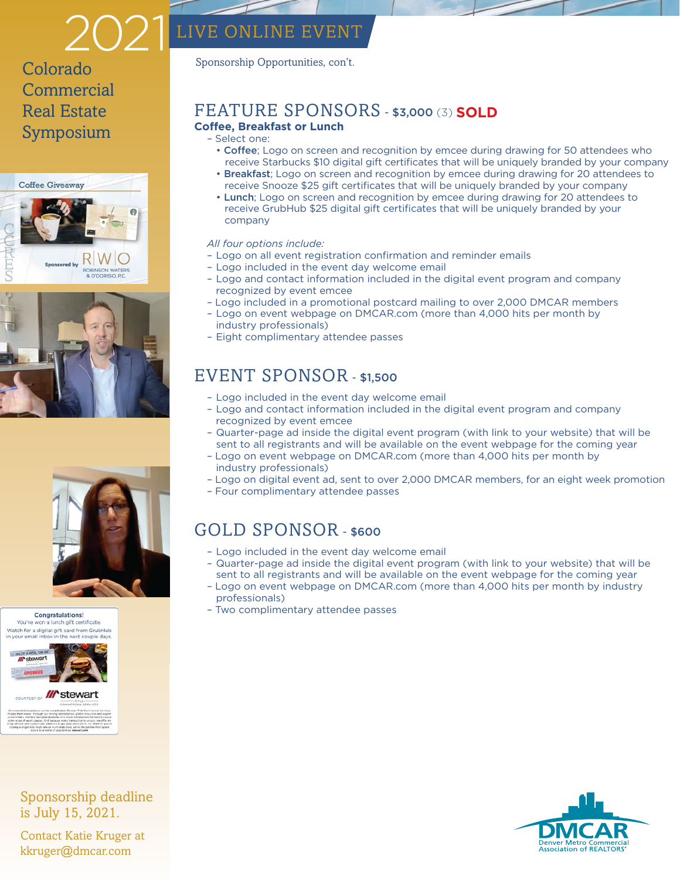# 2021 Colorado Commercial Real Estate Symposium

## LIVE ONLINE EVENT

Sponsorship Opportunities, con't.

## FEATURE SPONSORS - $3,000 (3) SOLD

**Coffee, Breakfast or Lunch**

– Select one:

- **Coffee**; Logo on screen and recognition by emcee during drawing for 50 attendees who receive Starbucks $10 digital gift certificates that will be uniquely branded by your company
- **Breakfast**; Logo on screen and recognition by emcee during drawing for 20 attendees to receive Snooze $25 gift certificates that will be uniquely branded by your company
- **Lunch**; Logo on screen and recognition by emcee during drawing for 20 attendees to receive GrubHub $25 digital gift certificates that will be uniquely branded by your company

*All four options include:*

- Logo on all event registration confirmation and reminder emails
- Logo included in the event day welcome email
- Logo and contact information included in the digital event program and company recognized by event emcee
- Logo included in a promotional postcard mailing to over 2,000 DMCAR members
- Logo on event webpage on DMCAR.com (more than 4,000 hits per month by industry professionals)
- Eight complimentary attendee passes

## EVENT SPONSOR - $1,500

- Logo included in the event day welcome email
- Logo and contact information included in the digital event program and company recognized by event emcee
- Quarter-page ad inside the digital event program (with link to your website) that will be sent to all registrants and will be available on the event webpage for the coming year
- Logo on event webpage on DMCAR.com (more than 4,000 hits per month by industry professionals)
- Logo on digital event ad, sent to over 2,000 DMCAR members, for an eight week promotion
- Four complimentary attendee passes

## GOLD SPONSOR - $600

- Logo included in the event day welcome email
- Quarter-page ad inside the digital event program (with link to your website) that will be sent to all registrants and will be available on the event webpage for the coming year
- Logo on event webpage on DMCAR.com (more than 4,000 hits per month by industry professionals)
- Two complimentary attendee passes

Sponsorship deadline is July 15, 2021.

Contact Katie Kruger at kkruger@dmcar.com

DMCAR
Denver Metro Commercial Association of REALTORS®